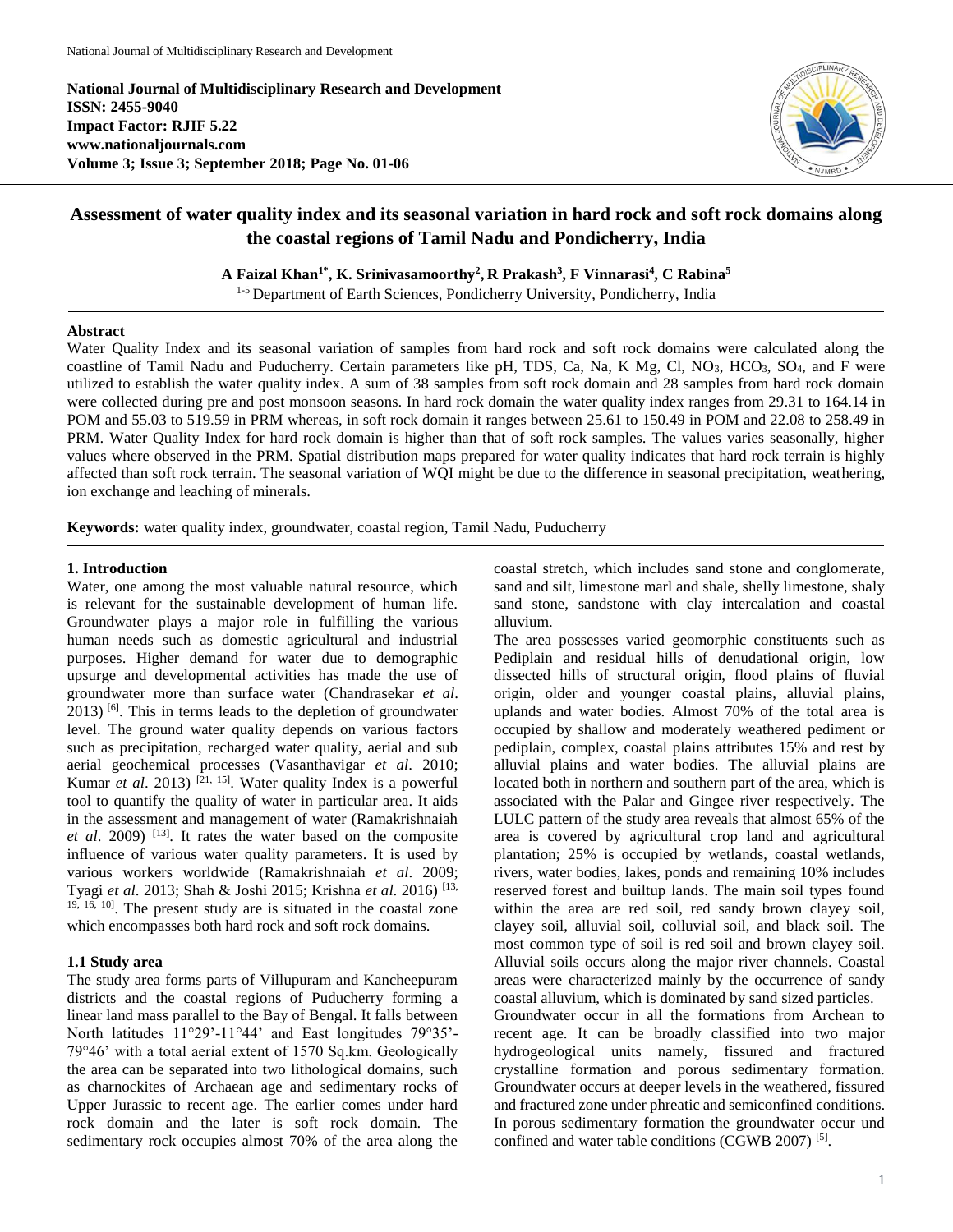**National Journal of Multidisciplinary Research and Development**
**ISSN: 2455-9040**
**Impact Factor: RJIF 5.22**
**www.nationaljournals.com**
**Volume 3; Issue 3; September 2018; Page No. 01-06**

# Assessment of water quality index and its seasonal variation in hard rock and soft rock domains along the coastal regions of Tamil Nadu and Pondicherry, India

**A Faizal Khan[1*], K. Srinivasamoorthy[2], R Prakash[3], F Vinnarasi[4], C Rabina[5]**

[1-5] Department of Earth Sciences, Pondicherry University, Pondicherry, India

---

**Abstract**

Water Quality Index and its seasonal variation of samples from hard rock and soft rock domains were calculated along the coastline of Tamil Nadu and Puducherry. Certain parameters like pH, TDS, Ca, Na, K Mg, Cl, $NO_3$, $HCO_3$, $SO_4$, and F were utilized to establish the water quality index. A sum of 38 samples from soft rock domain and 28 samples from hard rock domain were collected during pre and post monsoon seasons. In hard rock domain the water quality index ranges from 29.31 to 164.14 in POM and 55.03 to 519.59 in PRM whereas, in soft rock domain it ranges between 25.61 to 150.49 in POM and 22.08 to 258.49 in PRM. Water Quality Index for hard rock domain is higher than that of soft rock samples. The values varies seasonally, higher values where observed in the PRM. Spatial distribution maps prepared for water quality indicates that hard rock terrain is highly affected than soft rock terrain. The seasonal variation of WQI might be due to the difference in seasonal precipitation, weathering, ion exchange and leaching of minerals.

**Keywords:** water quality index, groundwater, coastal region, Tamil Nadu, Puducherry

---

## 1. Introduction

Water, one among the most valuable natural resource, which is relevant for the sustainable development of human life. Groundwater plays a major role in fulfilling the various human needs such as domestic agricultural and industrial purposes. Higher demand for water due to demographic upsurge and developmental activities has made the use of groundwater more than surface water (Chandrasekar *et al*. 2013) [6]. This in terms leads to the depletion of groundwater level. The ground water quality depends on various factors such as precipitation, recharged water quality, aerial and sub aerial geochemical processes (Vasanthavigar *et al*. 2010; Kumar *et al*. 2013) [21, 15]. Water quality Index is a powerful tool to quantify the quality of water in particular area. It aids in the assessment and management of water (Ramakrishnaiah *et al*. 2009) [13]. It rates the water based on the composite influence of various water quality parameters. It is used by various workers worldwide (Ramakrishnaiah *et al*. 2009; Tyagi *et al*. 2013; Shah & Joshi 2015; Krishna *et al*. 2016) [13, 19, 16, 10]. The present study are is situated in the coastal zone which encompasses both hard rock and soft rock domains.

### 1.1 Study area

The study area forms parts of Villupuram and Kancheepuram districts and the coastal regions of Puducherry forming a linear land mass parallel to the Bay of Bengal. It falls between North latitudes 11°29'-11°44' and East longitudes 79°35'-79°46' with a total aerial extent of 1570 Sq.km. Geologically the area can be separated into two lithological domains, such as charnockites of Archaean age and sedimentary rocks of Upper Jurassic to recent age. The earlier comes under hard rock domain and the later is soft rock domain. The sedimentary rock occupies almost 70% of the area along the coastal stretch, which includes sand stone and conglomerate, sand and silt, limestone marl and shale, shelly limestone, shaly sand stone, sandstone with clay intercalation and coastal alluvium.

The area possesses varied geomorphic constituents such as Pediplain and residual hills of denudational origin, low dissected hills of structural origin, flood plains of fluvial origin, older and younger coastal plains, alluvial plains, uplands and water bodies. Almost 70% of the total area is occupied by shallow and moderately weathered pediment or pediplain, complex, coastal plains attributes 15% and rest by alluvial plains and water bodies. The alluvial plains are located both in northern and southern part of the area, which is associated with the Palar and Gingee river respectively. The LULC pattern of the study area reveals that almost 65% of the area is covered by agricultural crop land and agricultural plantation; 25% is occupied by wetlands, coastal wetlands, rivers, water bodies, lakes, ponds and remaining 10% includes reserved forest and builtup lands. The main soil types found within the area are red soil, red sandy brown clayey soil, clayey soil, alluvial soil, colluvial soil, and black soil. The most common type of soil is red soil and brown clayey soil. Alluvial soils occurs along the major river channels. Coastal areas were characterized mainly by the occurrence of sandy coastal alluvium, which is dominated by sand sized particles.

Groundwater occur in all the formations from Archean to recent age. It can be broadly classified into two major hydrogeological units namely, fissured and fractured crystalline formation and porous sedimentary formation. Groundwater occurs at deeper levels in the weathered, fissured and fractured zone under phreatic and semiconfined conditions. In porous sedimentary formation the groundwater occur und confined and water table conditions (CGWB 2007) [5].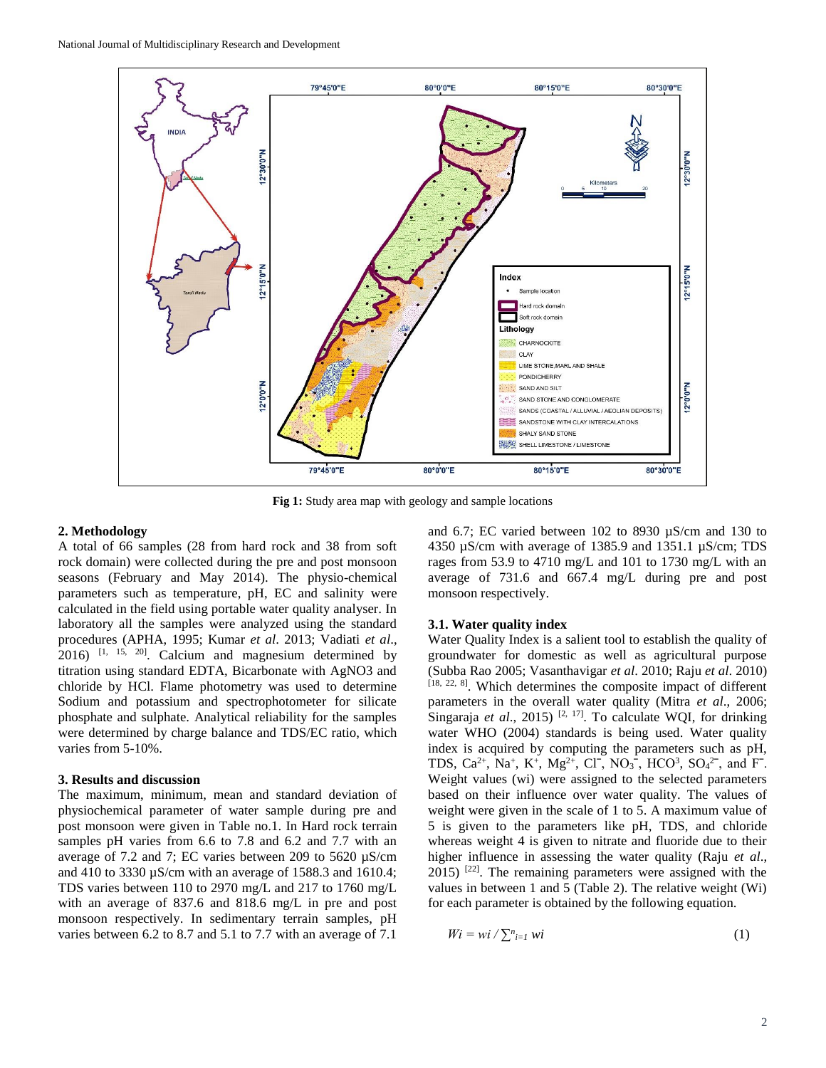Fig 1: Study area map with geology and sample locations

## 2. Methodology

A total of 66 samples (28 from hard rock and 38 from soft rock domain) were collected during the pre and post monsoon seasons (February and May 2014). The physio-chemical parameters such as temperature, pH, EC and salinity were calculated in the field using portable water quality analyser. In laboratory all the samples were analyzed using the standard procedures (APHA, 1995; Kumar *et al*. 2013; Vadiati *et al*., 2016) [1, 15, 20]. Calcium and magnesium determined by titration using standard EDTA, Bicarbonate with $AgNO_3$ and chloride by HCl. Flame photometry was used to determine Sodium and potassium and spectrophotometer for silicate phosphate and sulphate. Analytical reliability for the samples were determined by charge balance and TDS/EC ratio, which varies from 5-10%.

## 3. Results and discussion

The maximum, minimum, mean and standard deviation of physiochemical parameter of water sample during pre and post monsoon were given in Table no.1. In Hard rock terrain samples pH varies from 6.6 to 7.8 and 6.2 and 7.7 with an average of 7.2 and 7; EC varies between 209 to 5620 µS/cm and 410 to 3330 µS/cm with an average of 1588.3 and 1610.4; TDS varies between 110 to 2970 mg/L and 217 to 1760 mg/L with an average of 837.6 and 818.6 mg/L in pre and post monsoon respectively. In sedimentary terrain samples, pH varies between 6.2 to 8.7 and 5.1 to 7.7 with an average of 7.1 and 6.7; EC varied between 102 to 8930 µS/cm and 130 to 4350 µS/cm with average of 1385.9 and 1351.1 µS/cm; TDS rages from 53.9 to 4710 mg/L and 101 to 1730 mg/L with an average of 731.6 and 667.4 mg/L during pre and post monsoon respectively.

### 3.1. Water quality index

Water Quality Index is a salient tool to establish the quality of groundwater for domestic as well as agricultural purpose (Subba Rao 2005; Vasanthavigar *et al*. 2010; Raju *et al*. 2010) [18, 22, 8]. Which determines the composite impact of different parameters in the overall water quality (Mitra *et al*., 2006; Singaraja *et al*., 2015) [2, 17]. To calculate WQI, for drinking water WHO (2004) standards is being used. Water quality index is acquired by computing the parameters such as pH, TDS, $Ca^{2+}$, $Na^{+}$, $K^{+}$, $Mg^{2+}$, $Cl^{-}$, $NO_3^{-}$, $HCO^{3}$, $SO_4^{2-}$, and $F^{-}$. Weight values (wi) were assigned to the selected parameters based on their influence over water quality. The values of weight were given in the scale of 1 to 5. A maximum value of 5 is given to the parameters like pH, TDS, and chloride whereas weight 4 is given to nitrate and fluoride due to their higher influence in assessing the water quality (Raju *et al*., 2015) [22]. The remaining parameters were assigned with the values in between 1 and 5 (Table 2). The relative weight (Wi) for each parameter is obtained by the following equation.

$$Wi = wi / \sum_{i=1}^{n} wi \tag{1}$$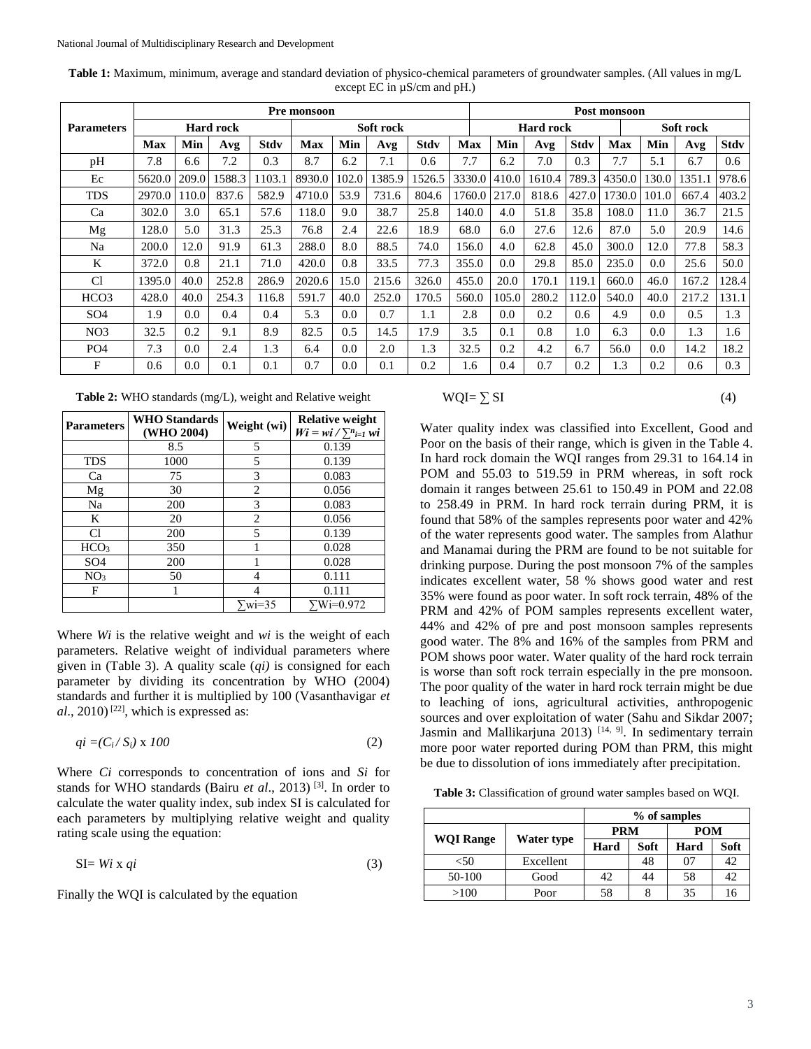**Table 1:** Maximum, minimum, average and standard deviation of physico-chemical parameters of groundwater samples. (All values in mg/L except EC in µS/cm and pH.)

| Parameters | Pre monsoon | | | | | | | | Post monsoon | | | | | | | |
|---|---|---|---|---|---|---|---|---|---|---|---|---|---|---|---|---|
| | Hard rock | | | | Soft rock | | | | Hard rock | | | | Soft rock | | | |
| | Max | Min | Avg | Stdv | Max | Min | Avg | Stdv | Max | Min | Avg | Stdv | Max | Min | Avg | Stdv |
| pH | 7.8 | 6.6 | 7.2 | 0.3 | 8.7 | 6.2 | 7.1 | 0.6 | 7.7 | 6.2 | 7.0 | 0.3 | 7.7 | 5.1 | 6.7 | 0.6 |
| Ec | 5620.0 | 209.0 | 1588.3 | 1103.1 | 8930.0 | 102.0 | 1385.9 | 1526.5 | 3330.0 | 410.0 | 1610.4 | 789.3 | 4350.0 | 130.0 | 1351.1 | 978.6 |
| TDS | 2970.0 | 110.0 | 837.6 | 582.9 | 4710.0 | 53.9 | 731.6 | 804.6 | 1760.0 | 217.0 | 818.6 | 427.0 | 1730.0 | 101.0 | 667.4 | 403.2 |
| Ca | 302.0 | 3.0 | 65.1 | 57.6 | 118.0 | 9.0 | 38.7 | 25.8 | 140.0 | 4.0 | 51.8 | 35.8 | 108.0 | 11.0 | 36.7 | 21.5 |
| Mg | 128.0 | 5.0 | 31.3 | 25.3 | 76.8 | 2.4 | 22.6 | 18.9 | 68.0 | 6.0 | 27.6 | 12.6 | 87.0 | 5.0 | 20.9 | 14.6 |
| Na | 200.0 | 12.0 | 91.9 | 61.3 | 288.0 | 8.0 | 88.5 | 74.0 | 156.0 | 4.0 | 62.8 | 45.0 | 300.0 | 12.0 | 77.8 | 58.3 |
| K | 372.0 | 0.8 | 21.1 | 71.0 | 420.0 | 0.8 | 33.5 | 77.3 | 355.0 | 0.0 | 29.8 | 85.0 | 235.0 | 0.0 | 25.6 | 50.0 |
| Cl | 1395.0 | 40.0 | 252.8 | 286.9 | 2020.6 | 15.0 | 215.6 | 326.0 | 455.0 | 20.0 | 170.1 | 119.1 | 660.0 | 46.0 | 167.2 | 128.4 |
| HCO3 | 428.0 | 40.0 | 254.3 | 116.8 | 591.7 | 40.0 | 252.0 | 170.5 | 560.0 | 105.0 | 280.2 | 112.0 | 540.0 | 40.0 | 217.2 | 131.1 |
| SO4 | 1.9 | 0.0 | 0.4 | 0.4 | 5.3 | 0.0 | 0.7 | 1.1 | 2.8 | 0.0 | 0.2 | 0.6 | 4.9 | 0.0 | 0.5 | 1.3 |
| NO3 | 32.5 | 0.2 | 9.1 | 8.9 | 82.5 | 0.5 | 14.5 | 17.9 | 3.5 | 0.1 | 0.8 | 1.0 | 6.3 | 0.0 | 1.3 | 1.6 |
| PO4 | 7.3 | 0.0 | 2.4 | 1.3 | 6.4 | 0.0 | 2.0 | 1.3 | 32.5 | 0.2 | 4.2 | 6.7 | 56.0 | 0.0 | 14.2 | 18.2 |
| F | 0.6 | 0.0 | 0.1 | 0.1 | 0.7 | 0.0 | 0.1 | 0.2 | 1.6 | 0.4 | 0.7 | 0.2 | 1.3 | 0.2 | 0.6 | 0.3 |

**Table 2:** WHO standards (mg/L), weight and Relative weight

| Parameters | WHO Standards (WHO 2004) | Weight (wi) | Relative weight $Wi = wi / \sum^{n}_{i=1} wi$ |
|---|---|---|---|
| | 8.5 | 5 | 0.139 |
| TDS | 1000 | 5 | 0.139 |
| Ca | 75 | 3 | 0.083 |
| Mg | 30 | 2 | 0.056 |
| Na | 200 | 3 | 0.083 |
| K | 20 | 2 | 0.056 |
| Cl | 200 | 5 | 0.139 |
| $HCO_3$ | 350 | 1 | 0.028 |
| SO4 | 200 | 1 | 0.028 |
| $NO_3$ | 50 | 4 | 0.111 |
| F | 1 | 4 | 0.111 |
| | | ∑wi=35 | ∑Wi=0.972 |

Where *Wi* is the relative weight and *wi* is the weight of each parameters. Relative weight of individual parameters where given in (Table 3). A quality scale (*qi)* is consigned for each parameter by dividing its concentration by WHO (2004) standards and further it is multiplied by 100 (Vasanthavigar *et al*., 2010) [22], which is expressed as:

$$qi = (C_i / S_i) \times 100 \tag{2}$$

Where *Ci* corresponds to concentration of ions and *Si* for stands for WHO standards (Bairu *et al*., 2013) [3]. In order to calculate the water quality index, sub index SI is calculated for each parameters by multiplying relative weight and quality rating scale using the equation:

$$\text{SI} = Wi \times qi \tag{3}$$

Finally the WQI is calculated by the equation

$$\text{WQI} = \sum \text{SI} \tag{4}$$

Water quality index was classified into Excellent, Good and Poor on the basis of their range, which is given in the Table 4. In hard rock domain the WQI ranges from 29.31 to 164.14 in POM and 55.03 to 519.59 in PRM whereas, in soft rock domain it ranges between 25.61 to 150.49 in POM and 22.08 to 258.49 in PRM. In hard rock terrain during PRM, it is found that 58% of the samples represents poor water and 42% of the water represents good water. The samples from Alathur and Manamai during the PRM are found to be not suitable for drinking purpose. During the post monsoon 7% of the samples indicates excellent water, 58 % shows good water and rest 35% were found as poor water. In soft rock terrain, 48% of the PRM and 42% of POM samples represents excellent water, 44% and 42% of pre and post monsoon samples represents good water. The 8% and 16% of the samples from PRM and POM shows poor water. Water quality of the hard rock terrain is worse than soft rock terrain especially in the pre monsoon. The poor quality of the water in hard rock terrain might be due to leaching of ions, agricultural activities, anthropogenic sources and over exploitation of water (Sahu and Sikdar 2007; Jasmin and Mallikarjuna 2013) [14, 9]. In sedimentary terrain more poor water reported during POM than PRM, this might be due to dissolution of ions immediately after precipitation.

**Table 3:** Classification of ground water samples based on WQI.

| WQI Range | Water type | % of samples | | | |
|---|---|---|---|---|---|
| | | PRM | | POM | |
| | | Hard | Soft | Hard | Soft |
| <50 | Excellent | | 48 | 07 | 42 |
| 50-100 | Good | 42 | 44 | 58 | 42 |
| >100 | Poor | 58 | 8 | 35 | 16 |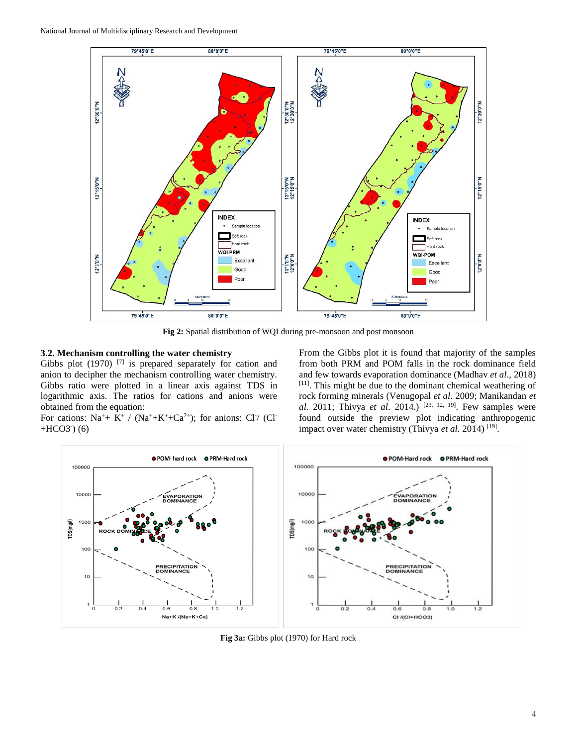Fig 2: Spatial distribution of WQI during pre-monsoon and post monsoon

### 3.2. Mechanism controlling the water chemistry

Gibbs plot (1970) [7] is prepared separately for cation and anion to decipher the mechanism controlling water chemistry. Gibbs ratio were plotted in a linear axis against TDS in logarithmic axis. The ratios for cations and anions were obtained from the equation:

For cations: $Na^{+}+K^{+} / (Na^{+}+K^{+}+Ca^{2+})$; for anions: $Cl^{-}/ (Cl^{-}+HCO3^{-})$ (6)

From the Gibbs plot it is found that majority of the samples from both PRM and POM falls in the rock dominance field and few towards evaporation dominance (Madhav *et al*., 2018) [11]. This might be due to the dominant chemical weathering of rock forming minerals (Venugopal *et al*. 2009; Manikandan *et al.* 2011; Thivya *et al*. 2014.) [23, 12, 19]. Few samples were found outside the preview plot indicating anthropogenic impact over water chemistry (Thivya *et al*. 2014) [19].

**Fig 3a:** Gibbs plot (1970) for Hard rock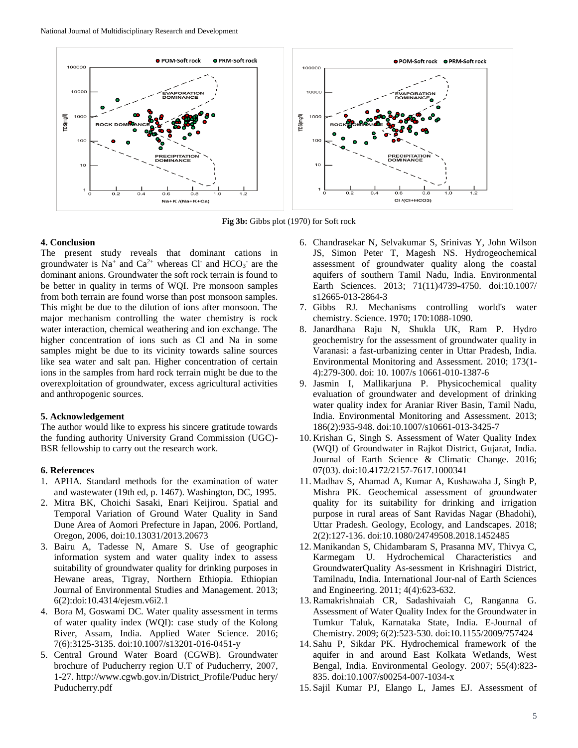Fig 3b: Gibbs plot (1970) for Soft rock

## 4. Conclusion

The present study reveals that dominant cations in groundwater is $Na^+$ and $Ca^{2+}$ whereas $Cl^-$ and $HCO_3^-$ are the dominant anions. Groundwater the soft rock terrain is found to be better in quality in terms of WQI. Pre monsoon samples from both terrain are found worse than post monsoon samples. This might be due to the dilution of ions after monsoon. The major mechanism controlling the water chemistry is rock water interaction, chemical weathering and ion exchange. The higher concentration of ions such as Cl and Na in some samples might be due to its vicinity towards saline sources like sea water and salt pan. Higher concentration of certain ions in the samples from hard rock terrain might be due to the overexploitation of groundwater, excess agricultural activities and anthropogenic sources.

## 5. Acknowledgement

The author would like to express his sincere gratitude towards the funding authority University Grand Commission (UGC)-BSR fellowship to carry out the research work.

## 6. References

1. APHA. Standard methods for the examination of water and wastewater (19th ed, p. 1467). Washington, DC, 1995.
2. Mitra BK, Choichi Sasaki, Enari Keijirou. Spatial and Temporal Variation of Ground Water Quality in Sand Dune Area of Aomori Prefecture in Japan, 2006. Portland, Oregon, 2006, doi:10.13031/2013.20673
3. Bairu A, Tadesse N, Amare S. Use of geographic information system and water quality index to assess suitability of groundwater quality for drinking purposes in Hewane areas, Tigray, Northern Ethiopia. Ethiopian Journal of Environmental Studies and Management. 2013; 6(2):doi:10.4314/ejesm.v6i2.1
4. Bora M, Goswami DC. Water quality assessment in terms of water quality index (WQI): case study of the Kolong River, Assam, India. Applied Water Science. 2016; 7(6):3125-3135. doi:10.1007/s13201-016-0451-y
5. Central Ground Water Board (CGWB). Groundwater brochure of Puducherry region U.T of Puducherry, 2007, 1-27. http://www.cgwb.gov.in/District_Profile/Puduc hery/ Puducherry.pdf
6. Chandrasekar N, Selvakumar S, Srinivas Y, John Wilson JS, Simon Peter T, Magesh NS. Hydrogeochemical assessment of groundwater quality along the coastal aquifers of southern Tamil Nadu, India. Environmental Earth Sciences. 2013; 71(11)4739-4750. doi:10.1007/ s12665-013-2864-3
7. Gibbs RJ. Mechanisms controlling world's water chemistry. Science. 1970; 170:1088-1090.
8. Janardhana Raju N, Shukla UK, Ram P. Hydro geochemistry for the assessment of groundwater quality in Varanasi: a fast-urbanizing center in Uttar Pradesh, India. Environmental Monitoring and Assessment. 2010; 173(1-4):279-300. doi: 10. 1007/s 10661-010-1387-6
9. Jasmin I, Mallikarjuna P. Physicochemical quality evaluation of groundwater and development of drinking water quality index for Araniar River Basin, Tamil Nadu, India. Environmental Monitoring and Assessment. 2013; 186(2):935-948. doi:10.1007/s10661-013-3425-7
10. Krishan G, Singh S. Assessment of Water Quality Index (WQI) of Groundwater in Rajkot District, Gujarat, India. Journal of Earth Science & Climatic Change. 2016; 07(03). doi:10.4172/2157-7617.1000341
11. Madhav S, Ahamad A, Kumar A, Kushawaha J, Singh P, Mishra PK. Geochemical assessment of groundwater quality for its suitability for drinking and irrigation purpose in rural areas of Sant Ravidas Nagar (Bhadohi), Uttar Pradesh. Geology, Ecology, and Landscapes. 2018; 2(2):127-136. doi:10.1080/24749508.2018.1452485
12. Manikandan S, Chidambaram S, Prasanna MV, Thivya C, Karmegam U. Hydrochemical Characteristics and GroundwaterQuality As-sessment in Krishnagiri District, Tamilnadu, India. International Jour-nal of Earth Sciences and Engineering. 2011; 4(4):623-632.
13. Ramakrishnaiah CR, Sadashivaiah C, Ranganna G. Assessment of Water Quality Index for the Groundwater in Tumkur Taluk, Karnataka State, India. E-Journal of Chemistry. 2009; 6(2):523-530. doi:10.1155/2009/757424
14. Sahu P, Sikdar PK. Hydrochemical framework of the aquifer in and around East Kolkata Wetlands, West Bengal, India. Environmental Geology. 2007; 55(4):823-835. doi:10.1007/s00254-007-1034-x
15. Sajil Kumar PJ, Elango L, James EJ. Assessment of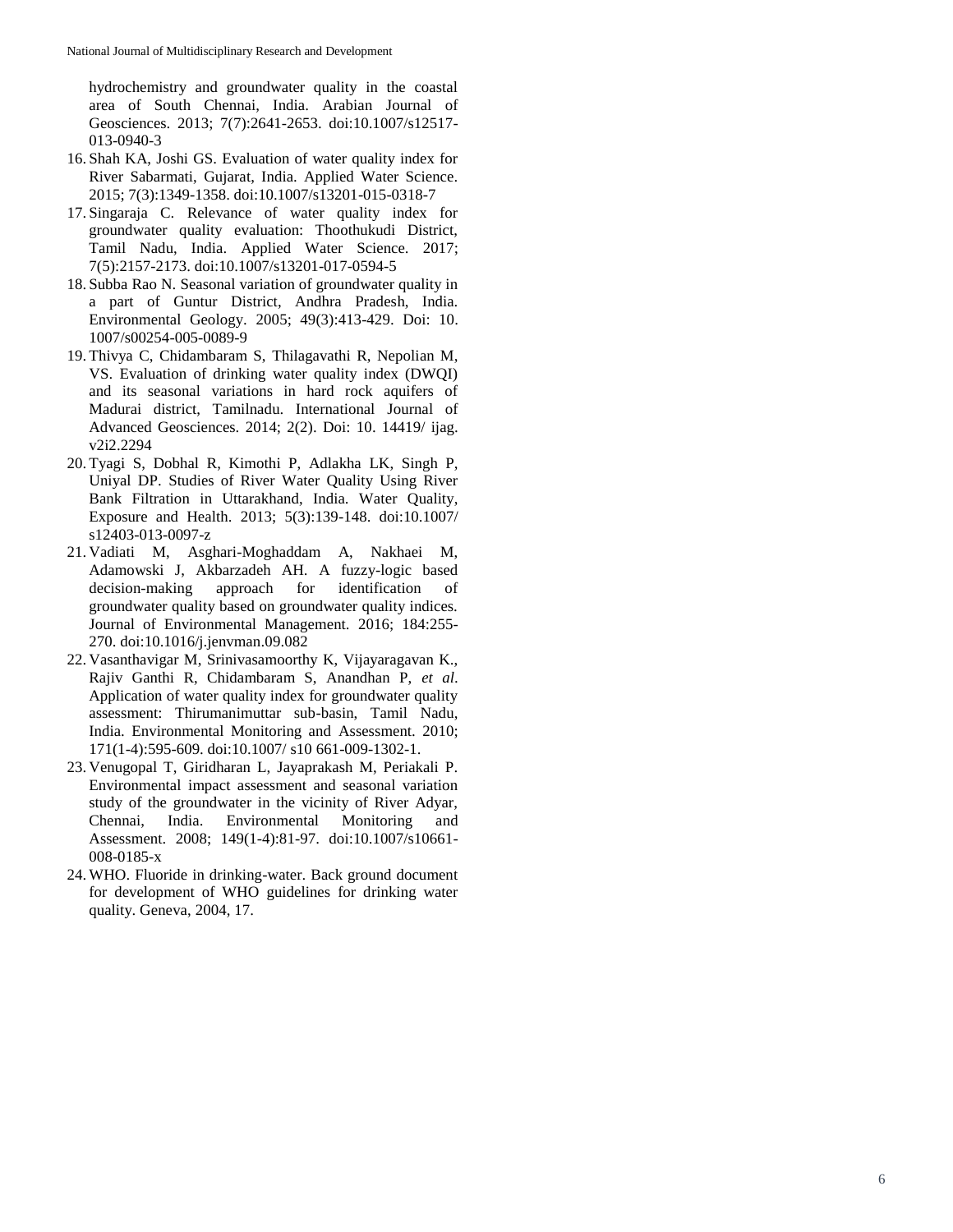hydrochemistry and groundwater quality in the coastal area of South Chennai, India. Arabian Journal of Geosciences. 2013; 7(7):2641-2653. doi:10.1007/s12517-013-0940-3

16. Shah KA, Joshi GS. Evaluation of water quality index for River Sabarmati, Gujarat, India. Applied Water Science. 2015; 7(3):1349-1358. doi:10.1007/s13201-015-0318-7
17. Singaraja C. Relevance of water quality index for groundwater quality evaluation: Thoothukudi District, Tamil Nadu, India. Applied Water Science. 2017; 7(5):2157-2173. doi:10.1007/s13201-017-0594-5
18. Subba Rao N. Seasonal variation of groundwater quality in a part of Guntur District, Andhra Pradesh, India. Environmental Geology. 2005; 49(3):413-429. Doi: 10. 1007/s00254-005-0089-9
19. Thivya C, Chidambaram S, Thilagavathi R, Nepolian M, VS. Evaluation of drinking water quality index (DWQI) and its seasonal variations in hard rock aquifers of Madurai district, Tamilnadu. International Journal of Advanced Geosciences. 2014; 2(2). Doi: 10. 14419/ ijag. v2i2.2294
20. Tyagi S, Dobhal R, Kimothi P, Adlakha LK, Singh P, Uniyal DP. Studies of River Water Quality Using River Bank Filtration in Uttarakhand, India. Water Quality, Exposure and Health. 2013; 5(3):139-148. doi:10.1007/ s12403-013-0097-z
21. Vadiati M, Asghari-Moghaddam A, Nakhaei M, Adamowski J, Akbarzadeh AH. A fuzzy-logic based decision-making approach for identification of groundwater quality based on groundwater quality indices. Journal of Environmental Management. 2016; 184:255-270. doi:10.1016/j.jenvman.09.082
22. Vasanthavigar M, Srinivasamoorthy K, Vijayaragavan K., Rajiv Ganthi R, Chidambaram S, Anandhan P, *et al*. Application of water quality index for groundwater quality assessment: Thirumanimuttar sub-basin, Tamil Nadu, India. Environmental Monitoring and Assessment. 2010; 171(1-4):595-609. doi:10.1007/ s10 661-009-1302-1.
23. Venugopal T, Giridharan L, Jayaprakash M, Periakali P. Environmental impact assessment and seasonal variation study of the groundwater in the vicinity of River Adyar, Chennai, India. Environmental Monitoring and Assessment. 2008; 149(1-4):81-97. doi:10.1007/s10661-008-0185-x
24. WHO. Fluoride in drinking-water. Back ground document for development of WHO guidelines for drinking water quality. Geneva, 2004, 17.